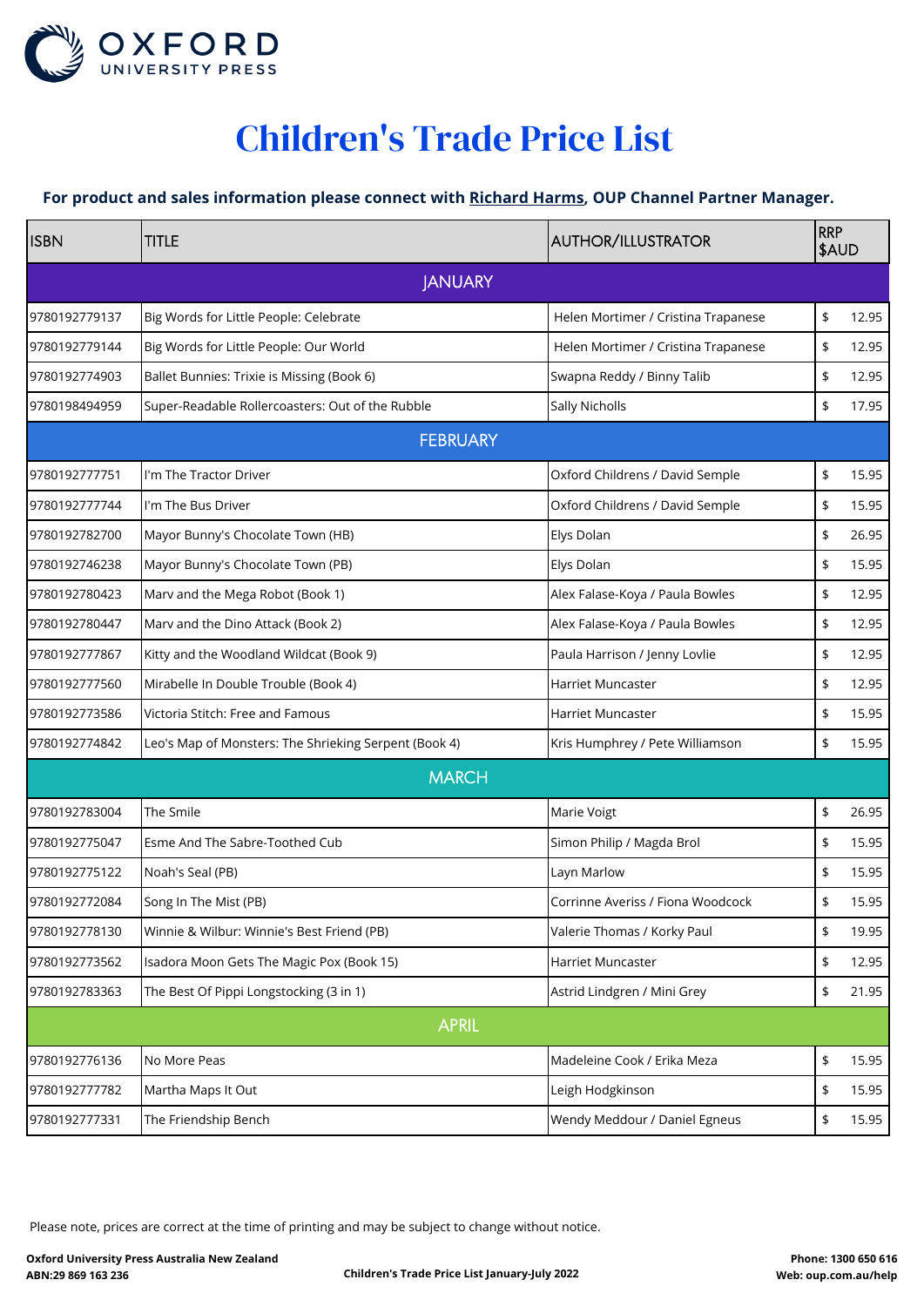# Children's Trade Price List

**For product and sales information please connect with Richard Harms, OUP Channel Partner Manager.**

| ISBN | TITLE | AUTHOR/ILLUSTRATOR | RRP $AUD |
|---|---|---|---|
| | JANUARY | | |
| 9780192779137 | Big Words for Little People: Celebrate | Helen Mortimer / Cristina Trapanese | $ 12.95 |
| 9780192779144 | Big Words for Little People: Our World | Helen Mortimer / Cristina Trapanese | $ 12.95 |
| 9780192774903 | Ballet Bunnies: Trixie is Missing (Book 6) | Swapna Reddy / Binny Talib | $ 12.95 |
| 9780198494959 | Super-Readable Rollercoasters: Out of the Rubble | Sally Nicholls | $ 17.95 |
| | FEBRUARY | | |
| 9780192777751 | I'm The Tractor Driver | Oxford Childrens / David Semple | $ 15.95 |
| 9780192777744 | I'm The Bus Driver | Oxford Childrens / David Semple | $ 15.95 |
| 9780192782700 | Mayor Bunny's Chocolate Town (HB) | Elys Dolan | $ 26.95 |
| 9780192746238 | Mayor Bunny's Chocolate Town (PB) | Elys Dolan | $ 15.95 |
| 9780192780423 | Marv and the Mega Robot (Book 1) | Alex Falase-Koya / Paula Bowles | $ 12.95 |
| 9780192780447 | Marv and the Dino Attack (Book 2) | Alex Falase-Koya / Paula Bowles | $ 12.95 |
| 9780192777867 | Kitty and the Woodland Wildcat (Book 9) | Paula Harrison / Jenny Lovlie | $ 12.95 |
| 9780192777560 | Mirabelle In Double Trouble (Book 4) | Harriet Muncaster | $ 12.95 |
| 9780192773586 | Victoria Stitch: Free and Famous | Harriet Muncaster | $ 15.95 |
| 9780192774842 | Leo's Map of Monsters: The Shrieking Serpent (Book 4) | Kris Humphrey / Pete Williamson | $ 15.95 |
| | MARCH | | |
| 9780192783004 | The Smile | Marie Voigt | $ 26.95 |
| 9780192775047 | Esme And The Sabre-Toothed Cub | Simon Philip / Magda Brol | $ 15.95 |
| 9780192775122 | Noah's Seal (PB) | Layn Marlow | $ 15.95 |
| 9780192772084 | Song In The Mist (PB) | Corrinne Averiss / Fiona Woodcock | $ 15.95 |
| 9780192778130 | Winnie & Wilbur: Winnie's Best Friend (PB) | Valerie Thomas / Korky Paul | $ 19.95 |
| 9780192773562 | Isadora Moon Gets The Magic Pox (Book 15) | Harriet Muncaster | $ 12.95 |
| 9780192783363 | The Best Of Pippi Longstocking (3 in 1) | Astrid Lindgren / Mini Grey | $ 21.95 |
| | APRIL | | |
| 9780192776136 | No More Peas | Madeleine Cook / Erika Meza | $ 15.95 |
| 9780192777782 | Martha Maps It Out | Leigh Hodgkinson | $ 15.95 |
| 9780192777331 | The Friendship Bench | Wendy Meddour / Daniel Egneus | $ 15.95 |

Please note, prices are correct at the time of printing and may be subject to change without notice.

**Oxford University Press Australia New Zealand**
**ABN:29 869 163 236**

**Children's Trade Price List January-July 2022**

**Phone: 1300 650 616**
**Web: oup.com.au/help**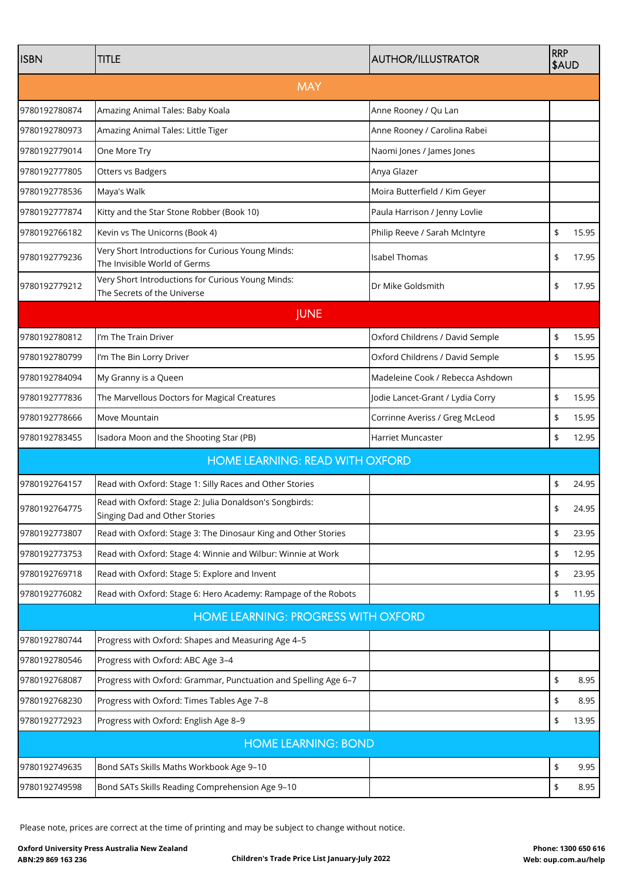| ISBN | TITLE | AUTHOR/ILLUSTRATOR | RRP $AUD |
|---|---|---|---|
| | **MAY** | | |
| 9780192780874 | Amazing Animal Tales: Baby Koala | Anne Rooney / Qu Lan | |
| 9780192780973 | Amazing Animal Tales: Little Tiger | Anne Rooney / Carolina Rabei | |
| 9780192779014 | One More Try | Naomi Jones / James Jones | |
| 9780192777805 | Otters vs Badgers | Anya Glazer | |
| 9780192778536 | Maya's Walk | Moira Butterfield / Kim Geyer | |
| 9780192777874 | Kitty and the Star Stone Robber (Book 10) | Paula Harrison / Jenny Lovlie | |
| 9780192766182 | Kevin vs The Unicorns (Book 4) | Philip Reeve / Sarah McIntyre | $ 15.95 |
| 9780192779236 | Very Short Introductions for Curious Young Minds: The Invisible World of Germs | Isabel Thomas | $ 17.95 |
| 9780192779212 | Very Short Introductions for Curious Young Minds: The Secrets of the Universe | Dr Mike Goldsmith | $ 17.95 |
| | **JUNE** | | |
| 9780192780812 | I'm The Train Driver | Oxford Childrens / David Semple | $ 15.95 |
| 9780192780799 | I'm The Bin Lorry Driver | Oxford Childrens / David Semple | $ 15.95 |
| 9780192784094 | My Granny is a Queen | Madeleine Cook / Rebecca Ashdown | |
| 9780192777836 | The Marvellous Doctors for Magical Creatures | Jodie Lancet-Grant / Lydia Corry | $ 15.95 |
| 9780192778666 | Move Mountain | Corrinne Averiss / Greg McLeod | $ 15.95 |
| 9780192783455 | Isadora Moon and the Shooting Star (PB) | Harriet Muncaster | $ 12.95 |
| | **HOME LEARNING: READ WITH OXFORD** | | |
| 9780192764157 | Read with Oxford: Stage 1: Silly Races and Other Stories | | $ 24.95 |
| 9780192764775 | Read with Oxford: Stage 2: Julia Donaldson's Songbirds: Singing Dad and Other Stories | | $ 24.95 |
| 9780192773807 | Read with Oxford: Stage 3: The Dinosaur King and Other Stories | | $ 23.95 |
| 9780192773753 | Read with Oxford: Stage 4: Winnie and Wilbur: Winnie at Work | | $ 12.95 |
| 9780192769718 | Read with Oxford: Stage 5: Explore and Invent | | $ 23.95 |
| 9780192776082 | Read with Oxford: Stage 6: Hero Academy: Rampage of the Robots | | $ 11.95 |
| | **HOME LEARNING: PROGRESS WITH OXFORD** | | |
| 9780192780744 | Progress with Oxford: Shapes and Measuring Age 4–5 | | |
| 9780192780546 | Progress with Oxford: ABC Age 3–4 | | |
| 9780192768087 | Progress with Oxford: Grammar, Punctuation and Spelling Age 6–7 | | $ 8.95 |
| 9780192768230 | Progress with Oxford: Times Tables Age 7–8 | | $ 8.95 |
| 9780192772923 | Progress with Oxford: English Age 8–9 | | $ 13.95 |
| | **HOME LEARNING: BOND** | | |
| 9780192749635 | Bond SATs Skills Maths Workbook Age 9–10 | | $ 9.95 |
| 9780192749598 | Bond SATs Skills Reading Comprehension Age 9–10 | | $ 8.95 |

Please note, prices are correct at the time of printing and may be subject to change without notice.

**Oxford University Press Australia New Zealand**
**ABN:29 869 163 236**

**Children's Trade Price List January-July 2022**

**Phone: 1300 650 616**
**Web: oup.com.au/help**